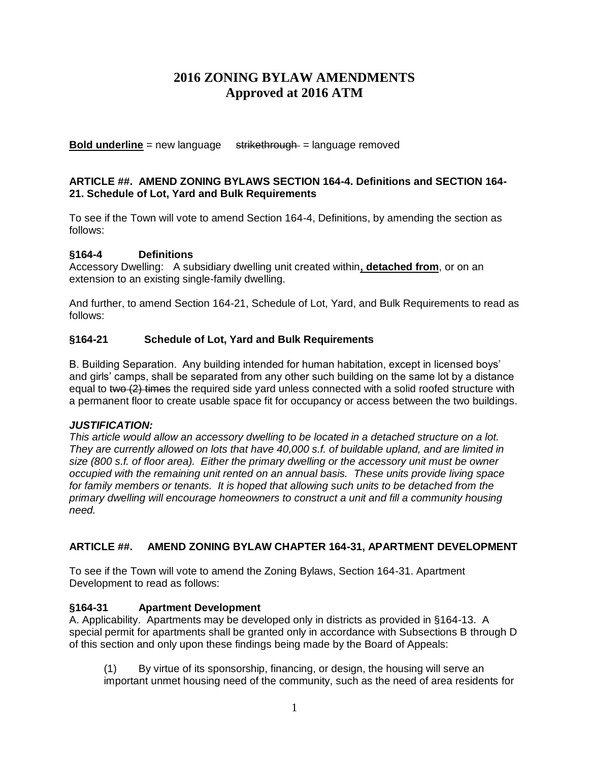# 2016 ZONING BYLAW AMENDMENTS
## Approved at 2016 ATM

<u>**Bold underline**</u> = new language ~~strikethrough~~ = language removed

### ARTICLE ##. AMEND ZONING BYLAWS SECTION 164-4. Definitions and SECTION 164-21. Schedule of Lot, Yard and Bulk Requirements

To see if the Town will vote to amend Section 164-4, Definitions, by amending the section as follows:

**§164-4 Definitions**

Accessory Dwelling: A subsidiary dwelling unit created within<u>**, detached from**</u>, or on an extension to an existing single-family dwelling.

And further, to amend Section 164-21, Schedule of Lot, Yard, and Bulk Requirements to read as follows:

**§164-21 Schedule of Lot, Yard and Bulk Requirements**

B. Building Separation. Any building intended for human habitation, except in licensed boys' and girls' camps, shall be separated from any other such building on the same lot by a distance equal to ~~two (2) times~~ the required side yard unless connected with a solid roofed structure with a permanent floor to create usable space fit for occupancy or access between the two buildings.

***JUSTIFICATION:***

*This article would allow an accessory dwelling to be located in a detached structure on a lot. They are currently allowed on lots that have 40,000 s.f. of buildable upland, and are limited in size (800 s.f. of floor area). Either the primary dwelling or the accessory unit must be owner occupied with the remaining unit rented on an annual basis. These units provide living space for family members or tenants. It is hoped that allowing such units to be detached from the primary dwelling will encourage homeowners to construct a unit and fill a community housing need.*

### ARTICLE ##. AMEND ZONING BYLAW CHAPTER 164-31, APARTMENT DEVELOPMENT

To see if the Town will vote to amend the Zoning Bylaws, Section 164-31. Apartment Development to read as follows:

**§164-31 Apartment Development**

A. Applicability. Apartments may be developed only in districts as provided in §164-13. A special permit for apartments shall be granted only in accordance with Subsections B through D of this section and only upon these findings being made by the Board of Appeals:

(1) By virtue of its sponsorship, financing, or design, the housing will serve an important unmet housing need of the community, such as the need of area residents for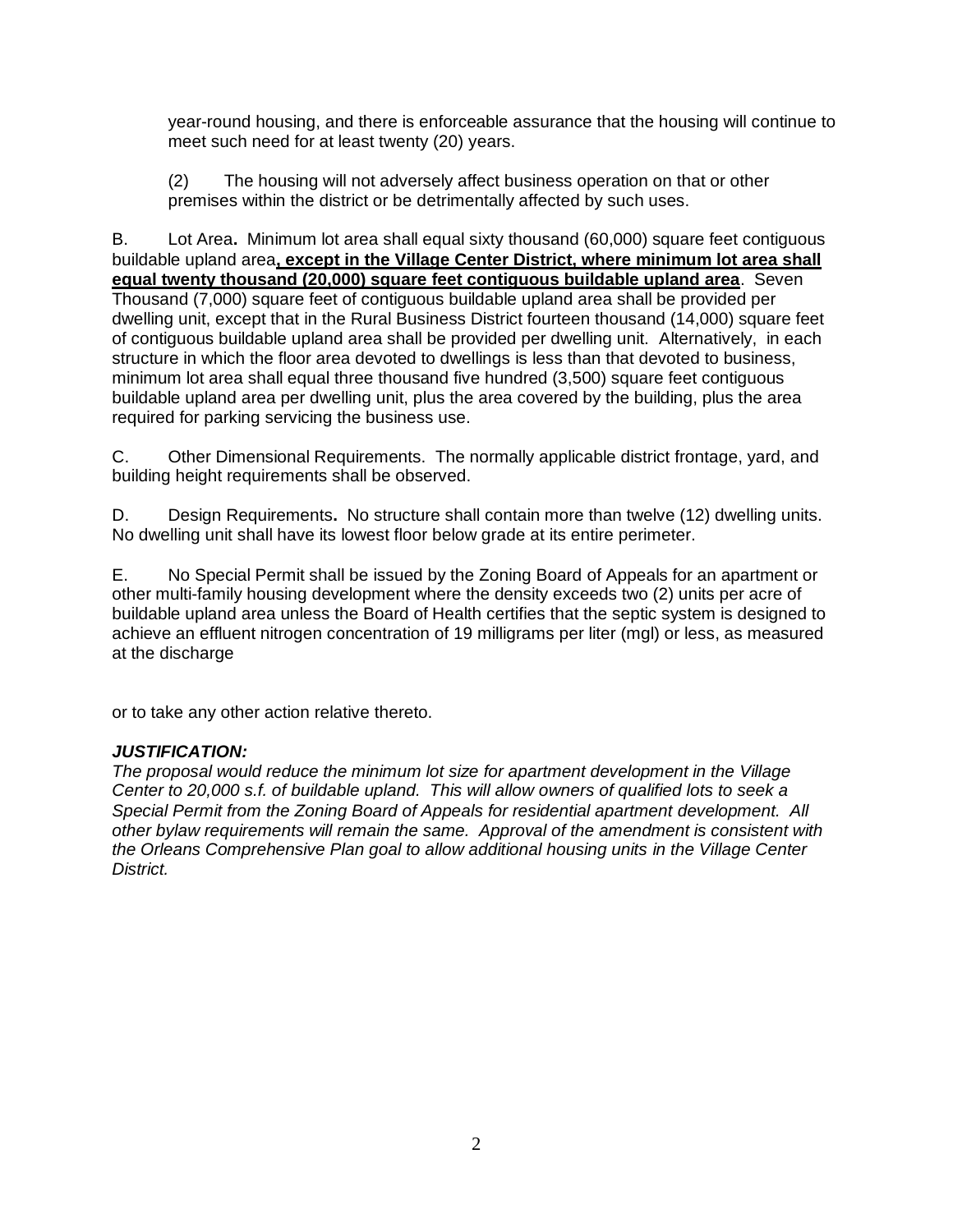year-round housing, and there is enforceable assurance that the housing will continue to meet such need for at least twenty (20) years.

(2) The housing will not adversely affect business operation on that or other premises within the district or be detrimentally affected by such uses.

B. Lot Area**.** Minimum lot area shall equal sixty thousand (60,000) square feet contiguous buildable upland area**, except in the Village Center District, where minimum lot area shall equal twenty thousand (20,000) square feet contiguous buildable upland area**. Seven Thousand (7,000) square feet of contiguous buildable upland area shall be provided per dwelling unit, except that in the Rural Business District fourteen thousand (14,000) square feet of contiguous buildable upland area shall be provided per dwelling unit. Alternatively, in each structure in which the floor area devoted to dwellings is less than that devoted to business, minimum lot area shall equal three thousand five hundred (3,500) square feet contiguous buildable upland area per dwelling unit, plus the area covered by the building, plus the area required for parking servicing the business use.

C. Other Dimensional Requirements. The normally applicable district frontage, yard, and building height requirements shall be observed.

D. Design Requirements**.** No structure shall contain more than twelve (12) dwelling units. No dwelling unit shall have its lowest floor below grade at its entire perimeter.

E. No Special Permit shall be issued by the Zoning Board of Appeals for an apartment or other multi-family housing development where the density exceeds two (2) units per acre of buildable upland area unless the Board of Health certifies that the septic system is designed to achieve an effluent nitrogen concentration of 19 milligrams per liter (mgl) or less, as measured at the discharge

or to take any other action relative thereto.

***JUSTIFICATION:***

*The proposal would reduce the minimum lot size for apartment development in the Village Center to 20,000 s.f. of buildable upland. This will allow owners of qualified lots to seek a Special Permit from the Zoning Board of Appeals for residential apartment development. All other bylaw requirements will remain the same. Approval of the amendment is consistent with the Orleans Comprehensive Plan goal to allow additional housing units in the Village Center District.*